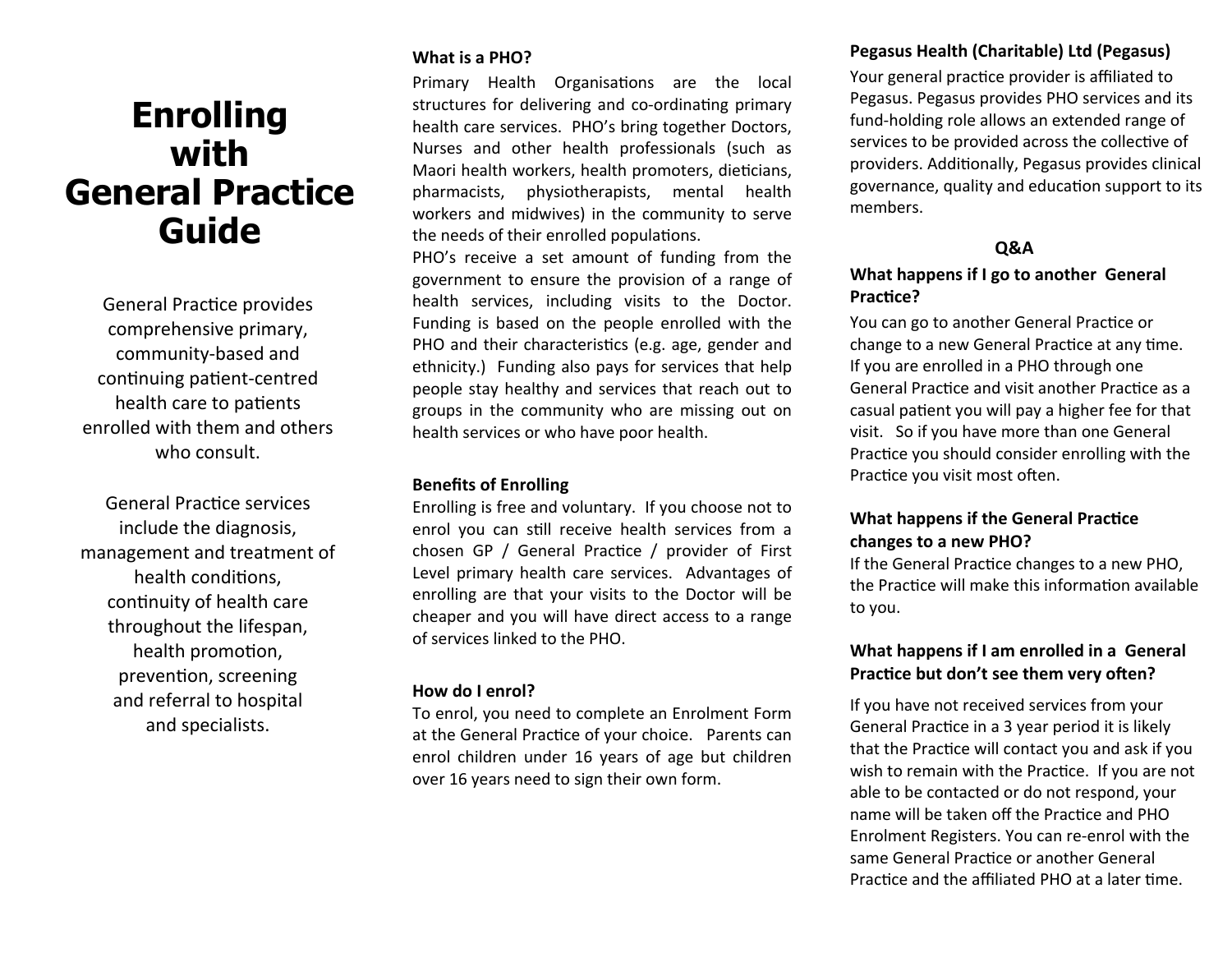# Enrolling with General Practice Guide

General Practice provides comprehensive primary, community-based and continuing patient-centred health care to patients enrolled with them and others who consult.

General Practice services include the diagnosis, management and treatment of health conditions, continuity of health care throughout the lifespan, health promotion, prevention, screening and referral to hospital and specialists.

**What is a PHO?**

Primary Health Organisations are the local structures for delivering and co-ordinating primary health care services. PHO's bring together Doctors, Nurses and other health professionals (such as Maori health workers, health promoters, dieticians, pharmacists, physiotherapists, mental health workers and midwives) in the community to serve the needs of their enrolled populations.

PHO's receive a set amount of funding from the government to ensure the provision of a range of health services, including visits to the Doctor. Funding is based on the people enrolled with the PHO and their characteristics (e.g. age, gender and ethnicity.) Funding also pays for services that help people stay healthy and services that reach out to groups in the community who are missing out on health services or who have poor health.

**Benefits of Enrolling**

Enrolling is free and voluntary. If you choose not to enrol you can still receive health services from a chosen GP / General Practice / provider of First Level primary health care services. Advantages of enrolling are that your visits to the Doctor will be cheaper and you will have direct access to a range of services linked to the PHO.

**How do I enrol?**

To enrol, you need to complete an Enrolment Form at the General Practice of your choice. Parents can enrol children under 16 years of age but children over 16 years need to sign their own form.

**Pegasus Health (Charitable) Ltd (Pegasus)**

Your general practice provider is affiliated to Pegasus. Pegasus provides PHO services and its fund-holding role allows an extended range of services to be provided across the collective of providers. Additionally, Pegasus provides clinical governance, quality and education support to its members.

**Q&A**

**What happens if I go to another General Practice?**

You can go to another General Practice or change to a new General Practice at any time. If you are enrolled in a PHO through one General Practice and visit another Practice as a casual patient you will pay a higher fee for that visit. So if you have more than one General Practice you should consider enrolling with the Practice you visit most often.

**What happens if the General Practice changes to a new PHO?**

If the General Practice changes to a new PHO, the Practice will make this information available to you.

**What happens if I am enrolled in a General Practice but don't see them very often?**

If you have not received services from your General Practice in a 3 year period it is likely that the Practice will contact you and ask if you wish to remain with the Practice. If you are not able to be contacted or do not respond, your name will be taken off the Practice and PHO Enrolment Registers. You can re-enrol with the same General Practice or another General Practice and the affiliated PHO at a later time.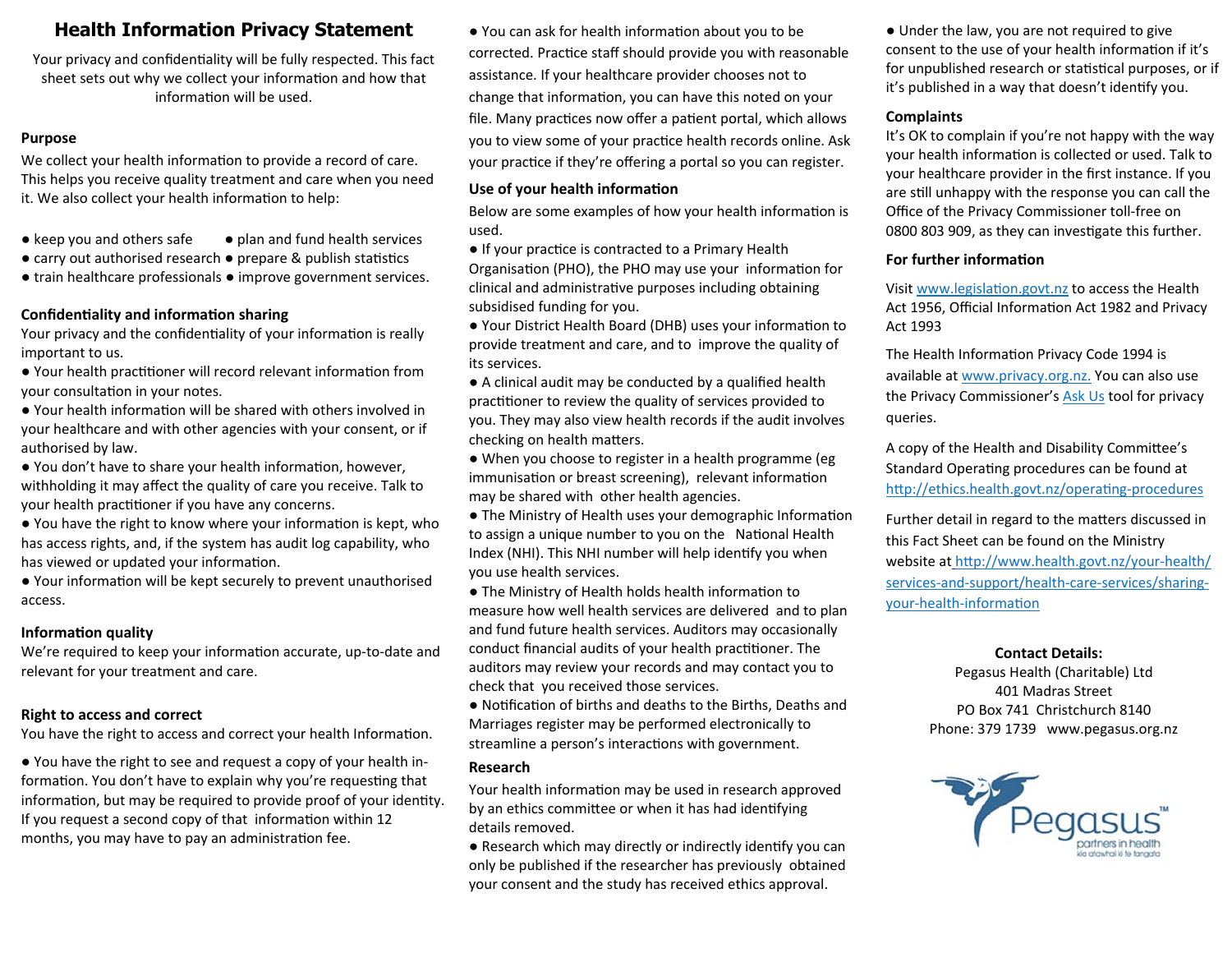# Health Information Privacy Statement

Your privacy and confidentiality will be fully respected. This fact sheet sets out why we collect your information and how that information will be used.

## Purpose

We collect your health information to provide a record of care. This helps you receive quality treatment and care when you need it. We also collect your health information to help:

- keep you and others safe
- plan and fund health services
- carry out authorised research
- prepare & publish statistics
- train healthcare professionals
- improve government services.

## Confidentiality and information sharing

Your privacy and the confidentiality of your information is really important to us.

- Your health practitioner will record relevant information from your consultation in your notes.
- Your health information will be shared with others involved in your healthcare and with other agencies with your consent, or if authorised by law.
- You don't have to share your health information, however, withholding it may affect the quality of care you receive. Talk to your health practitioner if you have any concerns.
- You have the right to know where your information is kept, who has access rights, and, if the system has audit log capability, who has viewed or updated your information.
- Your information will be kept securely to prevent unauthorised access.

## Information quality

We're required to keep your information accurate, up-to-date and relevant for your treatment and care.

## Right to access and correct

You have the right to access and correct your health Information.

- You have the right to see and request a copy of your health information. You don't have to explain why you're requesting that information, but may be required to provide proof of your identity. If you request a second copy of that information within 12 months, you may have to pay an administration fee.
- You can ask for health information about you to be corrected. Practice staff should provide you with reasonable assistance. If your healthcare provider chooses not to change that information, you can have this noted on your file. Many practices now offer a patient portal, which allows you to view some of your practice health records online. Ask your practice if they're offering a portal so you can register.

## Use of your health information

Below are some examples of how your health information is used.

- If your practice is contracted to a Primary Health Organisation (PHO), the PHO may use your information for clinical and administrative purposes including obtaining subsidised funding for you.
- Your District Health Board (DHB) uses your information to provide treatment and care, and to improve the quality of its services.
- A clinical audit may be conducted by a qualified health practitioner to review the quality of services provided to you. They may also view health records if the audit involves checking on health matters.
- When you choose to register in a health programme (eg immunisation or breast screening), relevant information may be shared with other health agencies.
- The Ministry of Health uses your demographic Information to assign a unique number to you on the National Health Index (NHI). This NHI number will help identify you when you use health services.
- The Ministry of Health holds health information to measure how well health services are delivered and to plan and fund future health services. Auditors may occasionally conduct financial audits of your health practitioner. The auditors may review your records and may contact you to check that you received those services.
- Notification of births and deaths to the Births, Deaths and Marriages register may be performed electronically to streamline a person's interactions with government.

## Research

Your health information may be used in research approved by an ethics committee or when it has had identifying details removed.

- Research which may directly or indirectly identify you can only be published if the researcher has previously obtained your consent and the study has received ethics approval.
- Under the law, you are not required to give consent to the use of your health information if it's for unpublished research or statistical purposes, or if it's published in a way that doesn't identify you.

## Complaints

It's OK to complain if you're not happy with the way your health information is collected or used. Talk to your healthcare provider in the first instance. If you are still unhappy with the response you can call the Office of the Privacy Commissioner toll-free on 0800 803 909, as they can investigate this further.

## For further information

Visit www.legislation.govt.nz to access the Health Act 1956, Official Information Act 1982 and Privacy Act 1993

The Health Information Privacy Code 1994 is available at www.privacy.org.nz. You can also use the Privacy Commissioner's Ask Us tool for privacy queries.

A copy of the Health and Disability Committee's Standard Operating procedures can be found at http://ethics.health.govt.nz/operating-procedures

Further detail in regard to the matters discussed in this Fact Sheet can be found on the Ministry website at http://www.health.govt.nz/your-health/services-and-support/health-care-services/sharing-your-health-information

**Contact Details:**
Pegasus Health (Charitable) Ltd
401 Madras Street
PO Box 741 Christchurch 8140
Phone: 379 1739 www.pegasus.org.nz

Pegasus™ partners in health
kia atawhai ki te tangata